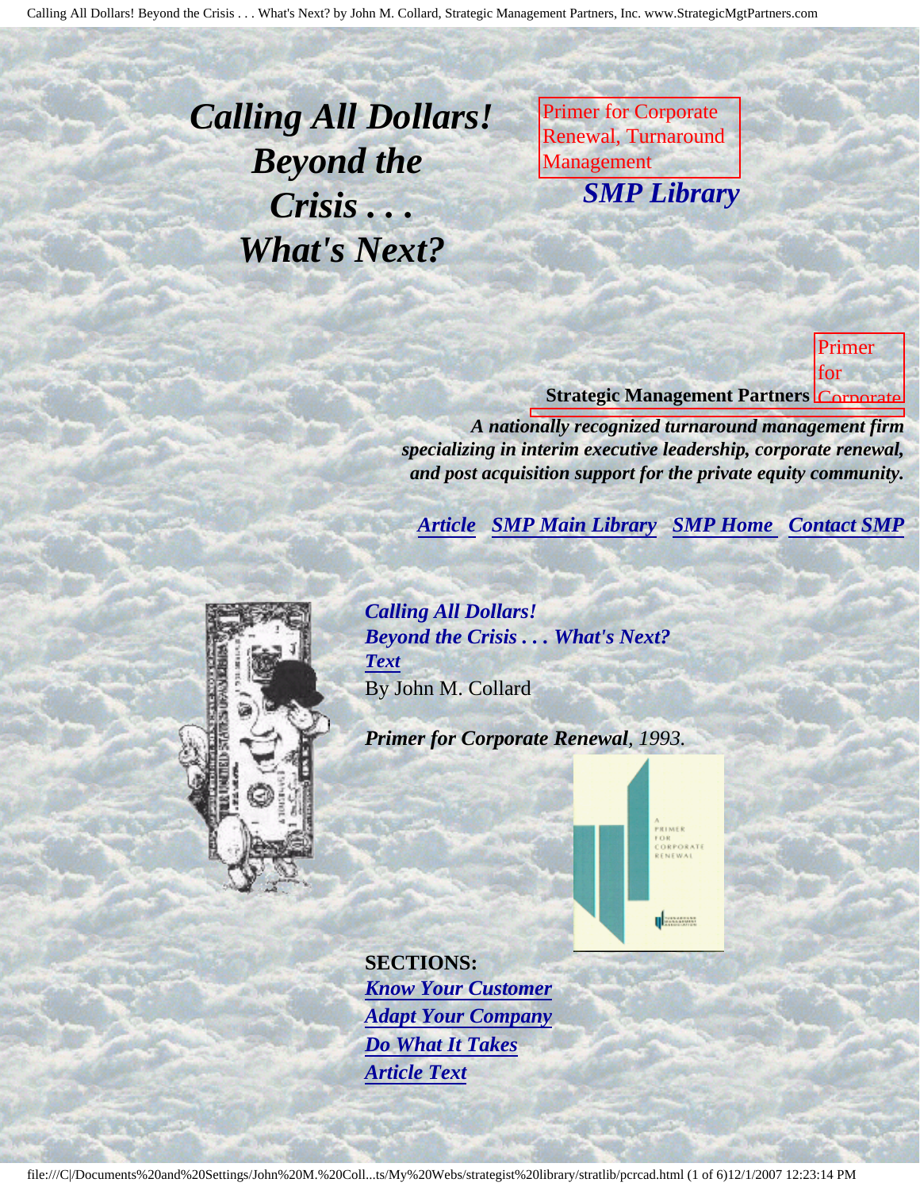# *Calling All Dollars! Beyond the Crisis . . . What's Next?*

Primer for Corporate Renewal, Turnaround Management

***SMP Library***

Primer for Corporate

**Strategic Management Partners**

***A nationally recognized turnaround management firm specializing in interim executive leadership, corporate renewal, and post acquisition support for the private equity community.***

***Article*** ***SMP Main Library*** ***SMP Home*** ***Contact SMP***

***Calling All Dollars!***
***Beyond the Crisis . . . What's Next?***
***Text***
By John M. Collard

***Primer for Corporate Renewal**, 1993.*

**SECTIONS:**

***Know Your Customer***
***Adapt Your Company***
***Do What It Takes***
***Article Text***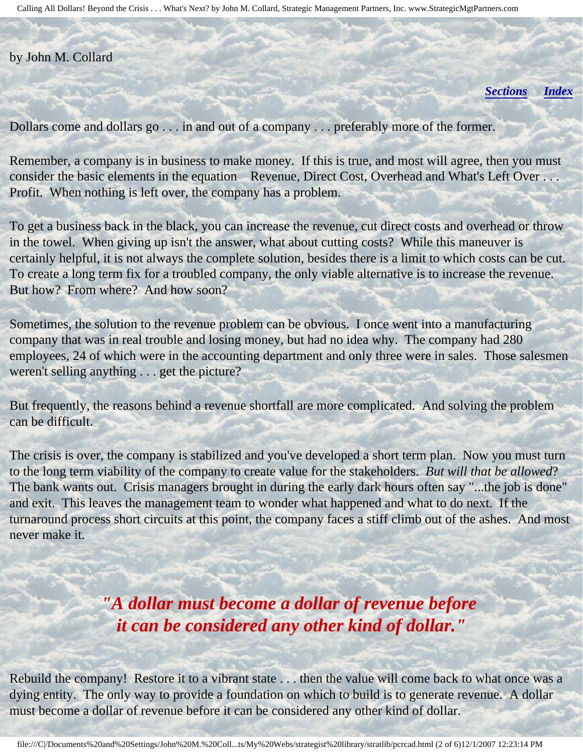by John M. Collard

*[Sections](#)* *[Index](#)*

Dollars come and dollars go . . . in and out of a company . . . preferably more of the former.

Remember, a company is in business to make money. If this is true, and most will agree, then you must consider the basic elements in the equation Revenue, Direct Cost, Overhead and What's Left Over . . . Profit. When nothing is left over, the company has a problem.

To get a business back in the black, you can increase the revenue, cut direct costs and overhead or throw in the towel. When giving up isn't the answer, what about cutting costs? While this maneuver is certainly helpful, it is not always the complete solution, besides there is a limit to which costs can be cut. To create a long term fix for a troubled company, the only viable alternative is to increase the revenue. But how? From where? And how soon?

Sometimes, the solution to the revenue problem can be obvious. I once went into a manufacturing company that was in real trouble and losing money, but had no idea why. The company had 280 employees, 24 of which were in the accounting department and only three were in sales. Those salesmen weren't selling anything . . . get the picture?

But frequently, the reasons behind a revenue shortfall are more complicated. And solving the problem can be difficult.

The crisis is over, the company is stabilized and you've developed a short term plan. Now you must turn to the long term viability of the company to create value for the stakeholders. *But will that be allowed*? The bank wants out. Crisis managers brought in during the early dark hours often say "...the job is done" and exit. This leaves the management team to wonder what happened and what to do next. If the turnaround process short circuits at this point, the company faces a stiff climb out of the ashes. And most never make it.

***"A dollar must become a dollar of revenue before it can be considered any other kind of dollar."***

Rebuild the company! Restore it to a vibrant state . . . then the value will come back to what once was a dying entity. The only way to provide a foundation on which to build is to generate revenue. A dollar must become a dollar of revenue before it can be considered any other kind of dollar.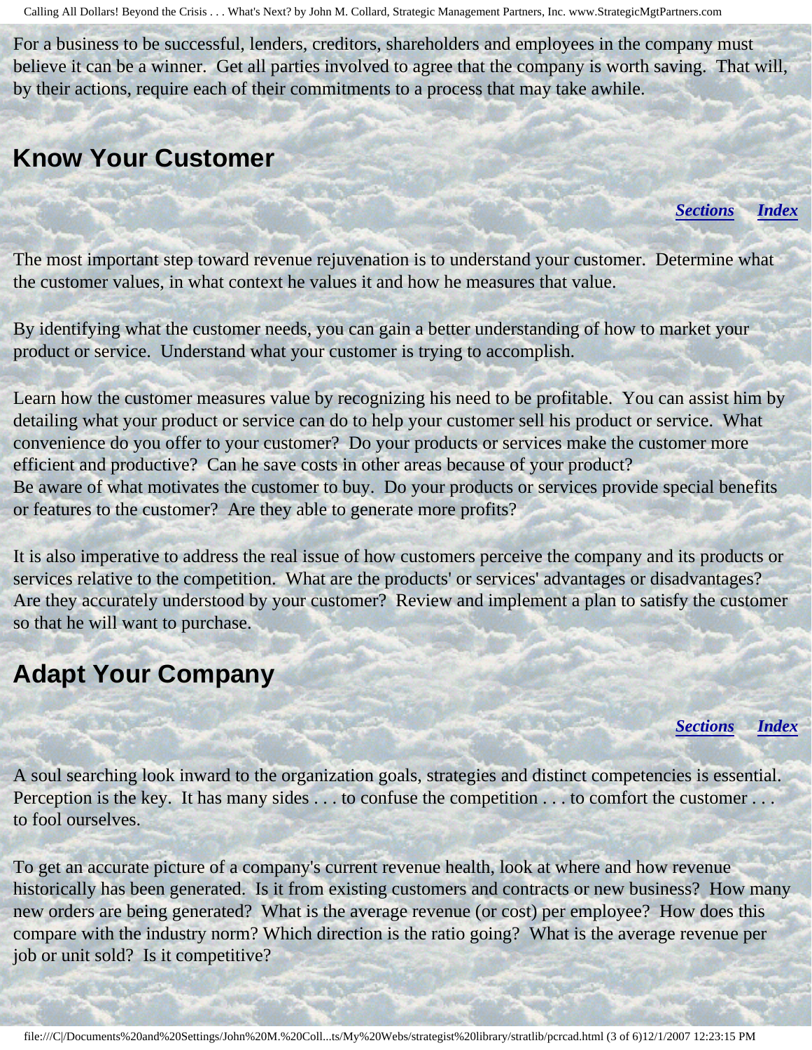For a business to be successful, lenders, creditors, shareholders and employees in the company must believe it can be a winner. Get all parties involved to agree that the company is worth saving. That will, by their actions, require each of their commitments to a process that may take awhile.

## Know Your Customer

***Sections*** ***Index***

The most important step toward revenue rejuvenation is to understand your customer. Determine what the customer values, in what context he values it and how he measures that value.

By identifying what the customer needs, you can gain a better understanding of how to market your product or service. Understand what your customer is trying to accomplish.

Learn how the customer measures value by recognizing his need to be profitable. You can assist him by detailing what your product or service can do to help your customer sell his product or service. What convenience do you offer to your customer? Do your products or services make the customer more efficient and productive? Can he save costs in other areas because of your product?
Be aware of what motivates the customer to buy. Do your products or services provide special benefits or features to the customer? Are they able to generate more profits?

It is also imperative to address the real issue of how customers perceive the company and its products or services relative to the competition. What are the products' or services' advantages or disadvantages? Are they accurately understood by your customer? Review and implement a plan to satisfy the customer so that he will want to purchase.

## Adapt Your Company

***Sections*** ***Index***

A soul searching look inward to the organization goals, strategies and distinct competencies is essential. Perception is the key. It has many sides . . . to confuse the competition . . . to comfort the customer . . . to fool ourselves.

To get an accurate picture of a company's current revenue health, look at where and how revenue historically has been generated. Is it from existing customers and contracts or new business? How many new orders are being generated? What is the average revenue (or cost) per employee? How does this compare with the industry norm? Which direction is the ratio going? What is the average revenue per job or unit sold? Is it competitive?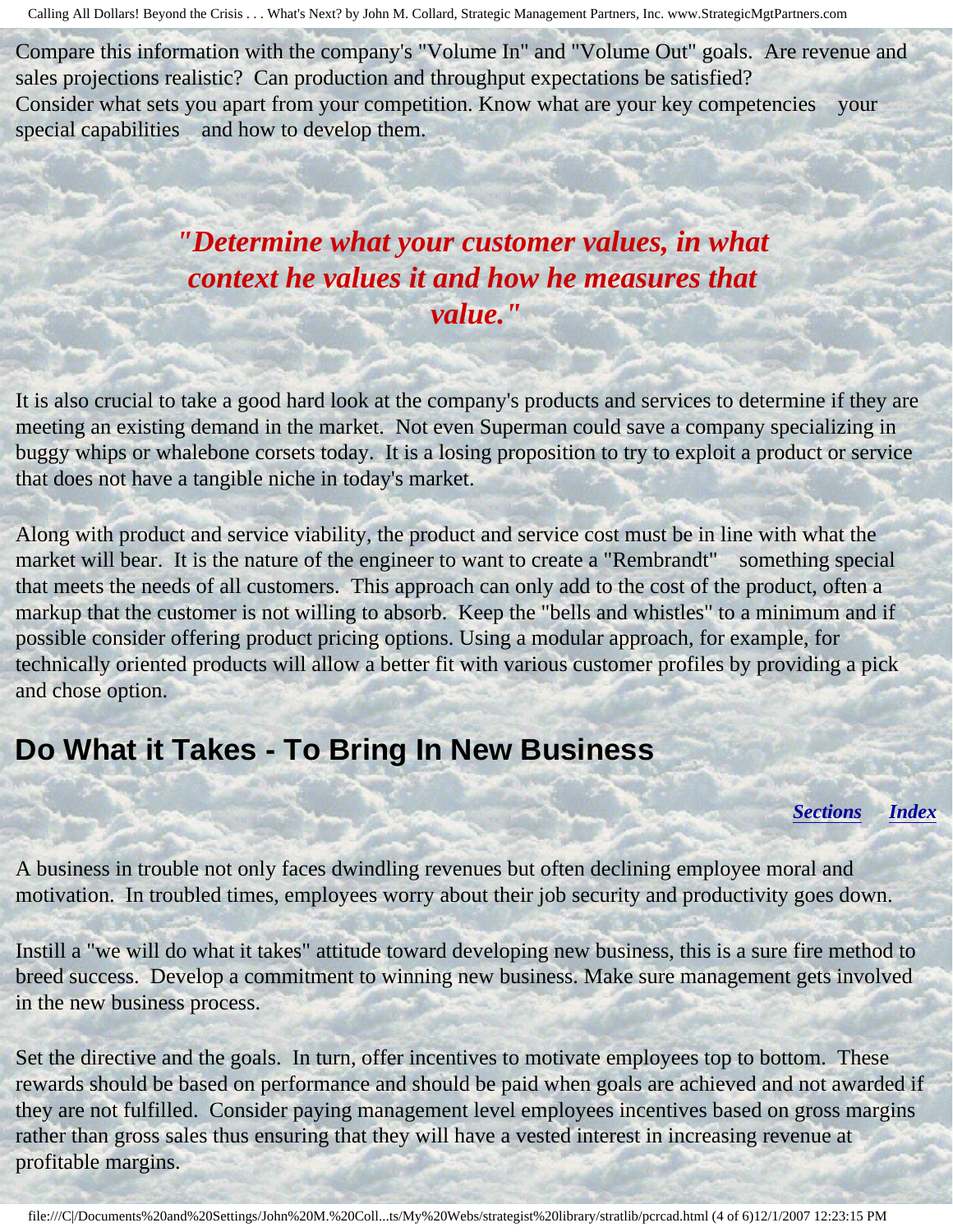Compare this information with the company's "Volume In" and "Volume Out" goals. Are revenue and sales projections realistic? Can production and throughput expectations be satisfied? Consider what sets you apart from your competition. Know what are your key competencies your special capabilities and how to develop them.

> ***"Determine what your customer values, in what context he values it and how he measures that value."***

It is also crucial to take a good hard look at the company's products and services to determine if they are meeting an existing demand in the market. Not even Superman could save a company specializing in buggy whips or whalebone corsets today. It is a losing proposition to try to exploit a product or service that does not have a tangible niche in today's market.

Along with product and service viability, the product and service cost must be in line with what the market will bear. It is the nature of the engineer to want to create a "Rembrandt" something special that meets the needs of all customers. This approach can only add to the cost of the product, often a markup that the customer is not willing to absorb. Keep the "bells and whistles" to a minimum and if possible consider offering product pricing options. Using a modular approach, for example, for technically oriented products will allow a better fit with various customer profiles by providing a pick and chose option.

## Do What it Takes - To Bring In New Business

***Sections*** ***Index***

A business in trouble not only faces dwindling revenues but often declining employee moral and motivation. In troubled times, employees worry about their job security and productivity goes down.

Instill a "we will do what it takes" attitude toward developing new business, this is a sure fire method to breed success. Develop a commitment to winning new business. Make sure management gets involved in the new business process.

Set the directive and the goals. In turn, offer incentives to motivate employees top to bottom. These rewards should be based on performance and should be paid when goals are achieved and not awarded if they are not fulfilled. Consider paying management level employees incentives based on gross margins rather than gross sales thus ensuring that they will have a vested interest in increasing revenue at profitable margins.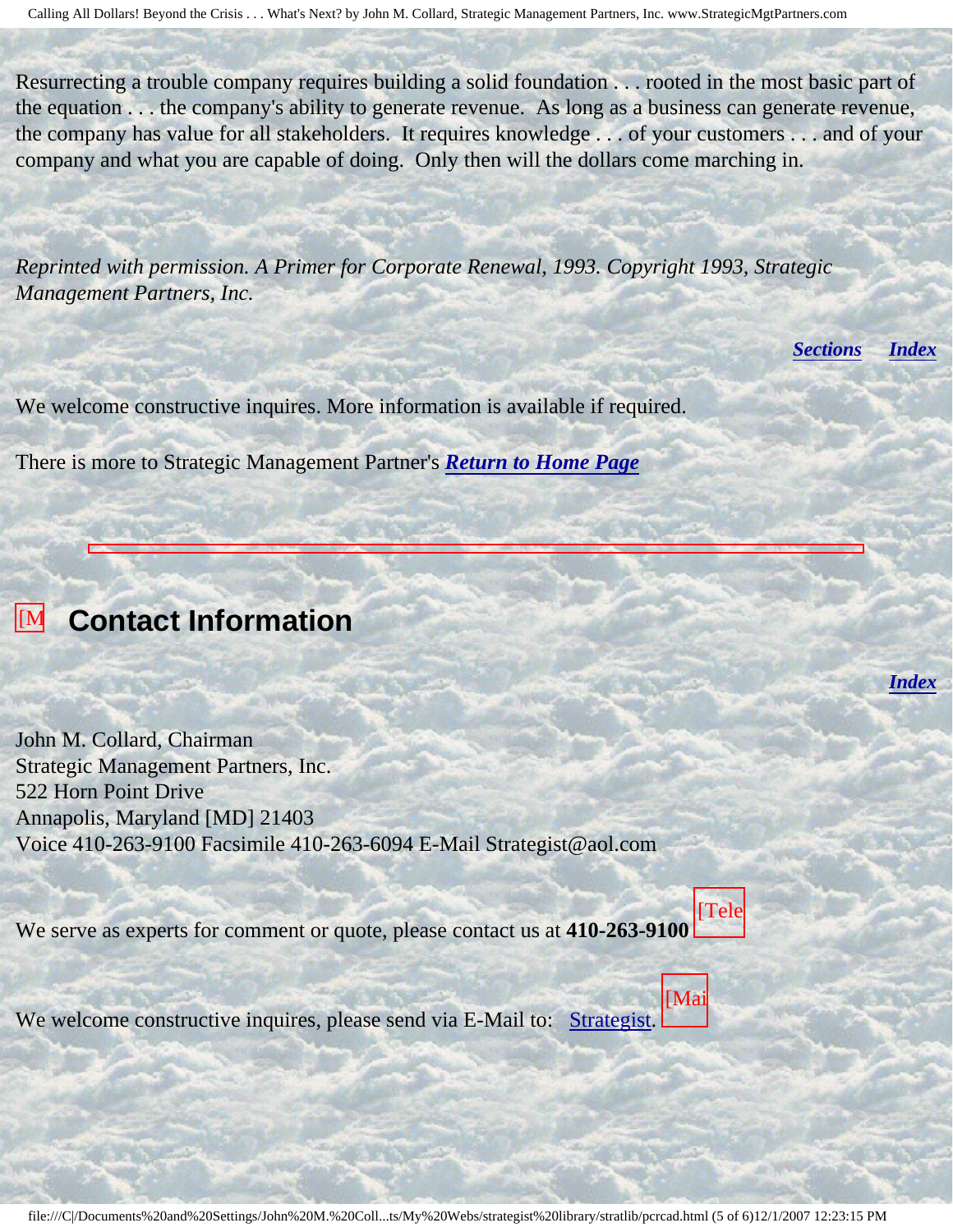Resurrecting a trouble company requires building a solid foundation . . . rooted in the most basic part of the equation . . . the company's ability to generate revenue. As long as a business can generate revenue, the company has value for all stakeholders. It requires knowledge . . . of your customers . . . and of your company and what you are capable of doing. Only then will the dollars come marching in.

*Reprinted with permission. A Primer for Corporate Renewal, 1993. Copyright 1993, Strategic Management Partners, Inc.*

***Sections*** ***Index***

We welcome constructive inquires. More information is available if required.

There is more to Strategic Management Partner's ***Return to Home Page***

---

## [M Contact Information

***Index***

John M. Collard, Chairman
Strategic Management Partners, Inc.
522 Horn Point Drive
Annapolis, Maryland [MD] 21403
Voice 410-263-9100 Facsimile 410-263-6094 E-Mail Strategist@aol.com

We serve as experts for comment or quote, please contact us at **410-263-9100** [Tele

We welcome constructive inquires, please send via E-Mail to: Strategist. [Mai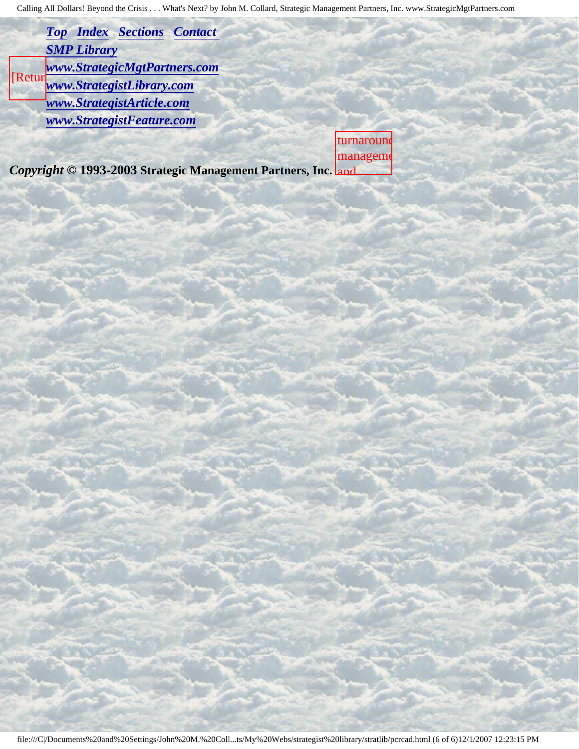[Retur

*Top* *Index* *Sections* *Contact*
*SMP Library*
*www.StrategicMgtPartners.com*
*www.StrategistLibrary.com*
*www.StrategistArticle.com*
*www.StrategistFeature.com*

turnaround managem and

***Copyright*** **© 1993-2003 Strategic Management Partners, Inc.**